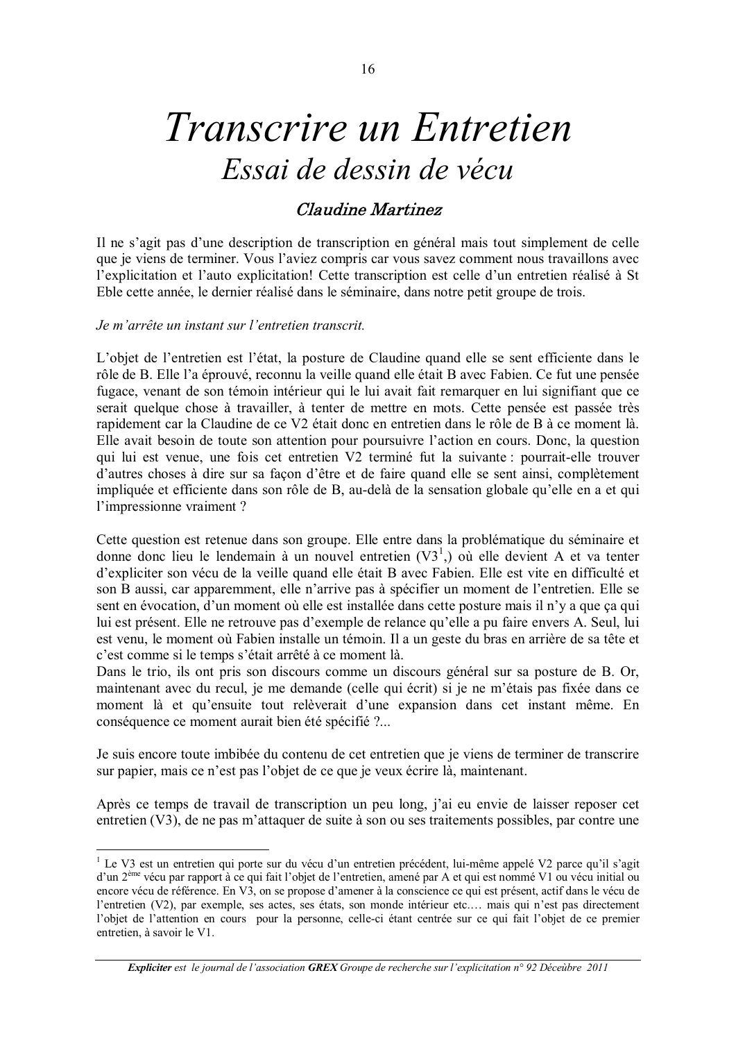# *Transcrire un Entretien*

## *Essai de dessin de vécu*

### Claudine Martinez

Il ne s'agit pas d'une description de transcription en général mais tout simplement de celle que je viens de terminer. Vous l'aviez compris car vous savez comment nous travaillons avec l'explicitation et l'auto explicitation! Cette transcription est celle d'un entretien réalisé à St Eble cette année, le dernier réalisé dans le séminaire, dans notre petit groupe de trois.

*Je m'arrête un instant sur l'entretien transcrit.*

L'objet de l'entretien est l'état, la posture de Claudine quand elle se sent efficiente dans le rôle de B. Elle l'a éprouvé, reconnu la veille quand elle était B avec Fabien. Ce fut une pensée fugace, venant de son témoin intérieur qui le lui avait fait remarquer en lui signifiant que ce serait quelque chose à travailler, à tenter de mettre en mots. Cette pensée est passée très rapidement car la Claudine de ce V2 était donc en entretien dans le rôle de B à ce moment là. Elle avait besoin de toute son attention pour poursuivre l'action en cours. Donc, la question qui lui est venue, une fois cet entretien V2 terminé fut la suivante : pourrait-elle trouver d'autres choses à dire sur sa façon d'être et de faire quand elle se sent ainsi, complètement impliquée et efficiente dans son rôle de B, au-delà de la sensation globale qu'elle en a et qui l'impressionne vraiment ?

Cette question est retenue dans son groupe. Elle entre dans la problématique du séminaire et donne donc lieu le lendemain à un nouvel entretien (V3[1],) où elle devient A et va tenter d'expliciter son vécu de la veille quand elle était B avec Fabien. Elle est vite en difficulté et son B aussi, car apparemment, elle n'arrive pas à spécifier un moment de l'entretien. Elle se sent en évocation, d'un moment où elle est installée dans cette posture mais il n'y a que ça qui lui est présent. Elle ne retrouve pas d'exemple de relance qu'elle a pu faire envers A. Seul, lui est venu, le moment où Fabien installe un témoin. Il a un geste du bras en arrière de sa tête et c'est comme si le temps s'était arrêté à ce moment là.
Dans le trio, ils ont pris son discours comme un discours général sur sa posture de B. Or, maintenant avec du recul, je me demande (celle qui écrit) si je ne m'étais pas fixée dans ce moment là et qu'ensuite tout relèverait d'une expansion dans cet instant même. En conséquence ce moment aurait bien été spécifié ?...

Je suis encore toute imbibée du contenu de cet entretien que je viens de terminer de transcrire sur papier, mais ce n'est pas l'objet de ce que je veux écrire là, maintenant.

Après ce temps de travail de transcription un peu long, j'ai eu envie de laisser reposer cet entretien (V3), de ne pas m'attaquer de suite à son ou ses traitements possibles, par contre une

---

[1] Le V3 est un entretien qui porte sur du vécu d'un entretien précédent, lui-même appelé V2 parce qu'il s'agit d'un 2ème vécu par rapport à ce qui fait l'objet de l'entretien, amené par A et qui est nommé V1 ou vécu initial ou encore vécu de référence. En V3, on se propose d'amener à la conscience ce qui est présent, actif dans le vécu de l'entretien (V2), par exemple, ses actes, ses états, son monde intérieur etc.… mais qui n'est pas directement l'objet de l'attention en cours pour la personne, celle-ci étant centrée sur ce qui fait l'objet de ce premier entretien, à savoir le V1.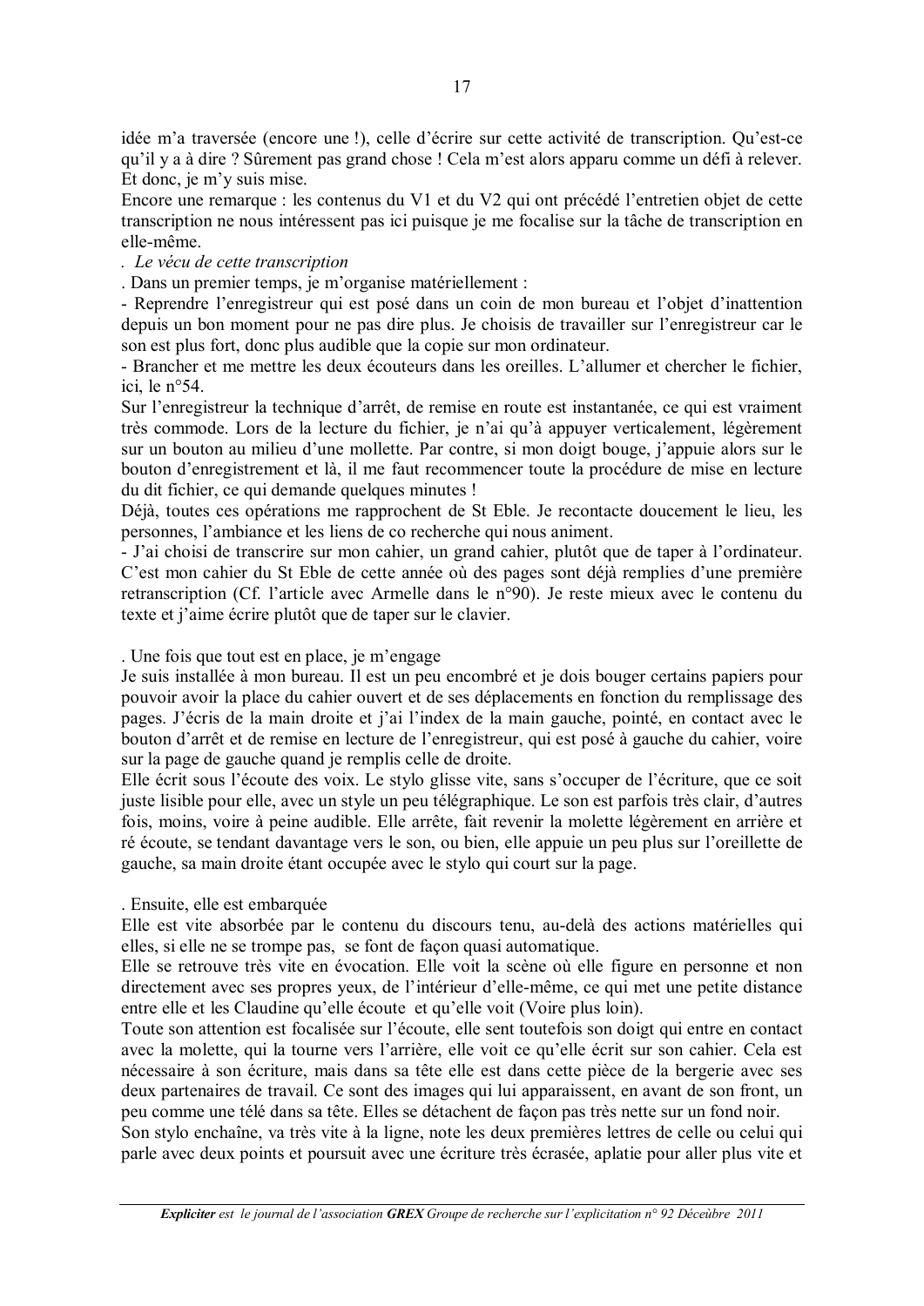idée m'a traversée (encore une !), celle d'écrire sur cette activité de transcription. Qu'est-ce qu'il y a à dire ? Sûrement pas grand chose ! Cela m'est alors apparu comme un défi à relever. Et donc, je m'y suis mise.

Encore une remarque : les contenus du V1 et du V2 qui ont précédé l'entretien objet de cette transcription ne nous intéressent pas ici puisque je me focalise sur la tâche de transcription en elle-même.

. *Le vécu de cette transcription*

. Dans un premier temps, je m'organise matériellement :

- Reprendre l'enregistreur qui est posé dans un coin de mon bureau et l'objet d'inattention depuis un bon moment pour ne pas dire plus. Je choisis de travailler sur l'enregistreur car le son est plus fort, donc plus audible que la copie sur mon ordinateur.
- Brancher et me mettre les deux écouteurs dans les oreilles. L'allumer et chercher le fichier, ici, le n°54.

Sur l'enregistreur la technique d'arrêt, de remise en route est instantanée, ce qui est vraiment très commode. Lors de la lecture du fichier, je n'ai qu'à appuyer verticalement, légèrement sur un bouton au milieu d'une mollette. Par contre, si mon doigt bouge, j'appuie alors sur le bouton d'enregistrement et là, il me faut recommencer toute la procédure de mise en lecture du dit fichier, ce qui demande quelques minutes !

Déjà, toutes ces opérations me rapprochent de St Eble. Je recontacte doucement le lieu, les personnes, l'ambiance et les liens de co recherche qui nous animent.

- J'ai choisi de transcrire sur mon cahier, un grand cahier, plutôt que de taper à l'ordinateur. C'est mon cahier du St Eble de cette année où des pages sont déjà remplies d'une première retranscription (Cf. l'article avec Armelle dans le n°90). Je reste mieux avec le contenu du texte et j'aime écrire plutôt que de taper sur le clavier.

. Une fois que tout est en place, je m'engage

Je suis installée à mon bureau. Il est un peu encombré et je dois bouger certains papiers pour pouvoir avoir la place du cahier ouvert et de ses déplacements en fonction du remplissage des pages. J'écris de la main droite et j'ai l'index de la main gauche, pointé, en contact avec le bouton d'arrêt et de remise en lecture de l'enregistreur, qui est posé à gauche du cahier, voire sur la page de gauche quand je remplis celle de droite.

Elle écrit sous l'écoute des voix. Le stylo glisse vite, sans s'occuper de l'écriture, que ce soit juste lisible pour elle, avec un style un peu télégraphique. Le son est parfois très clair, d'autres fois, moins, voire à peine audible. Elle arrête, fait revenir la molette légèrement en arrière et ré écoute, se tendant davantage vers le son, ou bien, elle appuie un peu plus sur l'oreillette de gauche, sa main droite étant occupée avec le stylo qui court sur la page.

. Ensuite, elle est embarquée

Elle est vite absorbée par le contenu du discours tenu, au-delà des actions matérielles qui elles, si elle ne se trompe pas, se font de façon quasi automatique.

Elle se retrouve très vite en évocation. Elle voit la scène où elle figure en personne et non directement avec ses propres yeux, de l'intérieur d'elle-même, ce qui met une petite distance entre elle et les Claudine qu'elle écoute et qu'elle voit (Voire plus loin).

Toute son attention est focalisée sur l'écoute, elle sent toutefois son doigt qui entre en contact avec la molette, qui la tourne vers l'arrière, elle voit ce qu'elle écrit sur son cahier. Cela est nécessaire à son écriture, mais dans sa tête elle est dans cette pièce de la bergerie avec ses deux partenaires de travail. Ce sont des images qui lui apparaissent, en avant de son front, un peu comme une télé dans sa tête. Elles se détachent de façon pas très nette sur un fond noir.

Son stylo enchaîne, va très vite à la ligne, note les deux premières lettres de celle ou celui qui parle avec deux points et poursuit avec une écriture très écrasée, aplatie pour aller plus vite et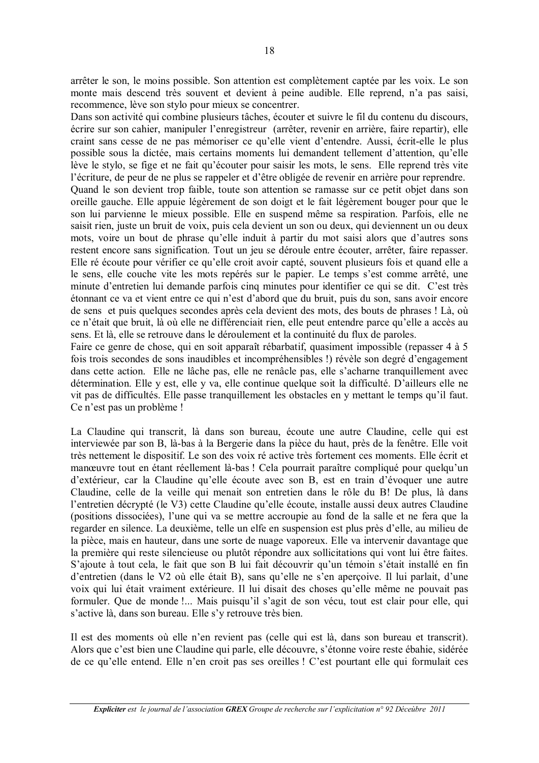arrêter le son, le moins possible. Son attention est complètement captée par les voix. Le son monte mais descend très souvent et devient à peine audible. Elle reprend, n'a pas saisi, recommence, lève son stylo pour mieux se concentrer.

Dans son activité qui combine plusieurs tâches, écouter et suivre le fil du contenu du discours, écrire sur son cahier, manipuler l'enregistreur (arrêter, revenir en arrière, faire repartir), elle craint sans cesse de ne pas mémoriser ce qu'elle vient d'entendre. Aussi, écrit-elle le plus possible sous la dictée, mais certains moments lui demandent tellement d'attention, qu'elle lève le stylo, se fige et ne fait qu'écouter pour saisir les mots, le sens. Elle reprend très vite l'écriture, de peur de ne plus se rappeler et d'être obligée de revenir en arrière pour reprendre.

Quand le son devient trop faible, toute son attention se ramasse sur ce petit objet dans son oreille gauche. Elle appuie légèrement de son doigt et le fait légèrement bouger pour que le son lui parvienne le mieux possible. Elle en suspend même sa respiration. Parfois, elle ne saisit rien, juste un bruit de voix, puis cela devient un son ou deux, qui deviennent un ou deux mots, voire un bout de phrase qu'elle induit à partir du mot saisi alors que d'autres sons restent encore sans signification. Tout un jeu se déroule entre écouter, arrêter, faire repasser. Elle ré écoute pour vérifier ce qu'elle croit avoir capté, souvent plusieurs fois et quand elle a le sens, elle couche vite les mots repérés sur le papier. Le temps s'est comme arrêté, une minute d'entretien lui demande parfois cinq minutes pour identifier ce qui se dit. C'est très étonnant ce va et vient entre ce qui n'est d'abord que du bruit, puis du son, sans avoir encore de sens et puis quelques secondes après cela devient des mots, des bouts de phrases ! Là, où ce n'était que bruit, là où elle ne différenciait rien, elle peut entendre parce qu'elle a accès au sens. Et là, elle se retrouve dans le déroulement et la continuité du flux de paroles.

Faire ce genre de chose, qui en soit apparaît rébarbatif, quasiment impossible (repasser 4 à 5 fois trois secondes de sons inaudibles et incompréhensibles !) révèle son degré d'engagement dans cette action. Elle ne lâche pas, elle ne renâcle pas, elle s'acharne tranquillement avec détermination. Elle y est, elle y va, elle continue quelque soit la difficulté. D'ailleurs elle ne vit pas de difficultés. Elle passe tranquillement les obstacles en y mettant le temps qu'il faut. Ce n'est pas un problème !

La Claudine qui transcrit, là dans son bureau, écoute une autre Claudine, celle qui est interviewée par son B, là-bas à la Bergerie dans la pièce du haut, près de la fenêtre. Elle voit très nettement le dispositif. Le son des voix ré active très fortement ces moments. Elle écrit et manœuvre tout en étant réellement là-bas ! Cela pourrait paraître compliqué pour quelqu'un d'extérieur, car la Claudine qu'elle écoute avec son B, est en train d'évoquer une autre Claudine, celle de la veille qui menait son entretien dans le rôle du B! De plus, là dans l'entretien décrypté (le V3) cette Claudine qu'elle écoute, installe aussi deux autres Claudine (positions dissociées), l'une qui va se mettre accroupie au fond de la salle et ne fera que la regarder en silence. La deuxième, telle un elfe en suspension est plus près d'elle, au milieu de la pièce, mais en hauteur, dans une sorte de nuage vaporeux. Elle va intervenir davantage que la première qui reste silencieuse ou plutôt répondre aux sollicitations qui vont lui être faites. S'ajoute à tout cela, le fait que son B lui fait découvrir qu'un témoin s'était installé en fin d'entretien (dans le V2 où elle était B), sans qu'elle ne s'en aperçoive. Il lui parlait, d'une voix qui lui était vraiment extérieure. Il lui disait des choses qu'elle même ne pouvait pas formuler. Que de monde !... Mais puisqu'il s'agit de son vécu, tout est clair pour elle, qui s'active là, dans son bureau. Elle s'y retrouve très bien.

Il est des moments où elle n'en revient pas (celle qui est là, dans son bureau et transcrit). Alors que c'est bien une Claudine qui parle, elle découvre, s'étonne voire reste ébahie, sidérée de ce qu'elle entend. Elle n'en croit pas ses oreilles ! C'est pourtant elle qui formulait ces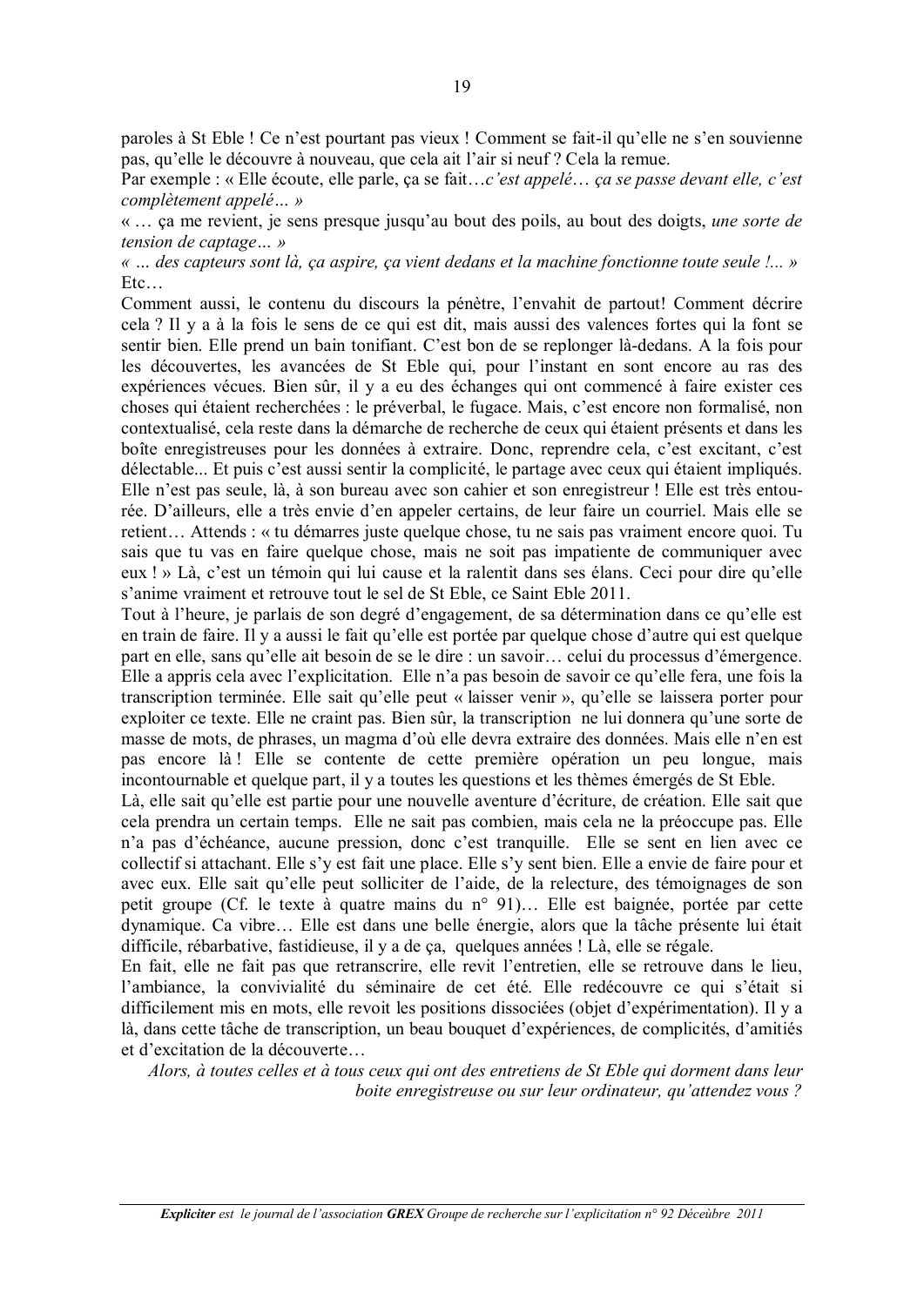paroles à St Eble ! Ce n'est pourtant pas vieux ! Comment se fait-il qu'elle ne s'en souvienne pas, qu'elle le découvre à nouveau, que cela ait l'air si neuf ? Cela la remue.

Par exemple : « Elle écoute, elle parle, ça se fait…*c'est appelé… ça se passe devant elle, c'est complètement appelé… »*

« … ça me revient, je sens presque jusqu'au bout des poils, au bout des doigts, *une sorte de tension de captage… »*

*« … des capteurs sont là, ça aspire, ça vient dedans et la machine fonctionne toute seule !... »*

Etc…

Comment aussi, le contenu du discours la pénètre, l'envahit de partout! Comment décrire cela ? Il y a à la fois le sens de ce qui est dit, mais aussi des valences fortes qui la font se sentir bien. Elle prend un bain tonifiant. C'est bon de se replonger là-dedans. A la fois pour les découvertes, les avancées de St Eble qui, pour l'instant en sont encore au ras des expériences vécues. Bien sûr, il y a eu des échanges qui ont commencé à faire exister ces choses qui étaient recherchées : le préverbal, le fugace. Mais, c'est encore non formalisé, non contextualisé, cela reste dans la démarche de recherche de ceux qui étaient présents et dans les boîte enregistreuses pour les données à extraire. Donc, reprendre cela, c'est excitant, c'est délectable... Et puis c'est aussi sentir la complicité, le partage avec ceux qui étaient impliqués. Elle n'est pas seule, là, à son bureau avec son cahier et son enregistreur ! Elle est très entourée. D'ailleurs, elle a très envie d'en appeler certains, de leur faire un courriel. Mais elle se retient… Attends : « tu démarres juste quelque chose, tu ne sais pas vraiment encore quoi. Tu sais que tu vas en faire quelque chose, mais ne soit pas impatiente de communiquer avec eux ! » Là, c'est un témoin qui lui cause et la ralentit dans ses élans. Ceci pour dire qu'elle s'anime vraiment et retrouve tout le sel de St Eble, ce Saint Eble 2011.

Tout à l'heure, je parlais de son degré d'engagement, de sa détermination dans ce qu'elle est en train de faire. Il y a aussi le fait qu'elle est portée par quelque chose d'autre qui est quelque part en elle, sans qu'elle ait besoin de se le dire : un savoir… celui du processus d'émergence. Elle a appris cela avec l'explicitation. Elle n'a pas besoin de savoir ce qu'elle fera, une fois la transcription terminée. Elle sait qu'elle peut « laisser venir », qu'elle se laissera porter pour exploiter ce texte. Elle ne craint pas. Bien sûr, la transcription ne lui donnera qu'une sorte de masse de mots, de phrases, un magma d'où elle devra extraire des données. Mais elle n'en est pas encore là ! Elle se contente de cette première opération un peu longue, mais incontournable et quelque part, il y a toutes les questions et les thèmes émergés de St Eble.

Là, elle sait qu'elle est partie pour une nouvelle aventure d'écriture, de création. Elle sait que cela prendra un certain temps. Elle ne sait pas combien, mais cela ne la préoccupe pas. Elle n'a pas d'échéance, aucune pression, donc c'est tranquille. Elle se sent en lien avec ce collectif si attachant. Elle s'y est fait une place. Elle s'y sent bien. Elle a envie de faire pour et avec eux. Elle sait qu'elle peut solliciter de l'aide, de la relecture, des témoignages de son petit groupe (Cf. le texte à quatre mains du n° 91)… Elle est baignée, portée par cette dynamique. Ca vibre… Elle est dans une belle énergie, alors que la tâche présente lui était difficile, rébarbative, fastidieuse, il y a de ça, quelques années ! Là, elle se régale.

En fait, elle ne fait pas que retranscrire, elle revit l'entretien, elle se retrouve dans le lieu, l'ambiance, la convivialité du séminaire de cet été. Elle redécouvre ce qui s'était si difficilement mis en mots, elle revoit les positions dissociées (objet d'expérimentation). Il y a là, dans cette tâche de transcription, un beau bouquet d'expériences, de complicités, d'amitiés et d'excitation de la découverte…

*Alors, à toutes celles et à tous ceux qui ont des entretiens de St Eble qui dorment dans leur boite enregistreuse ou sur leur ordinateur, qu'attendez vous ?*